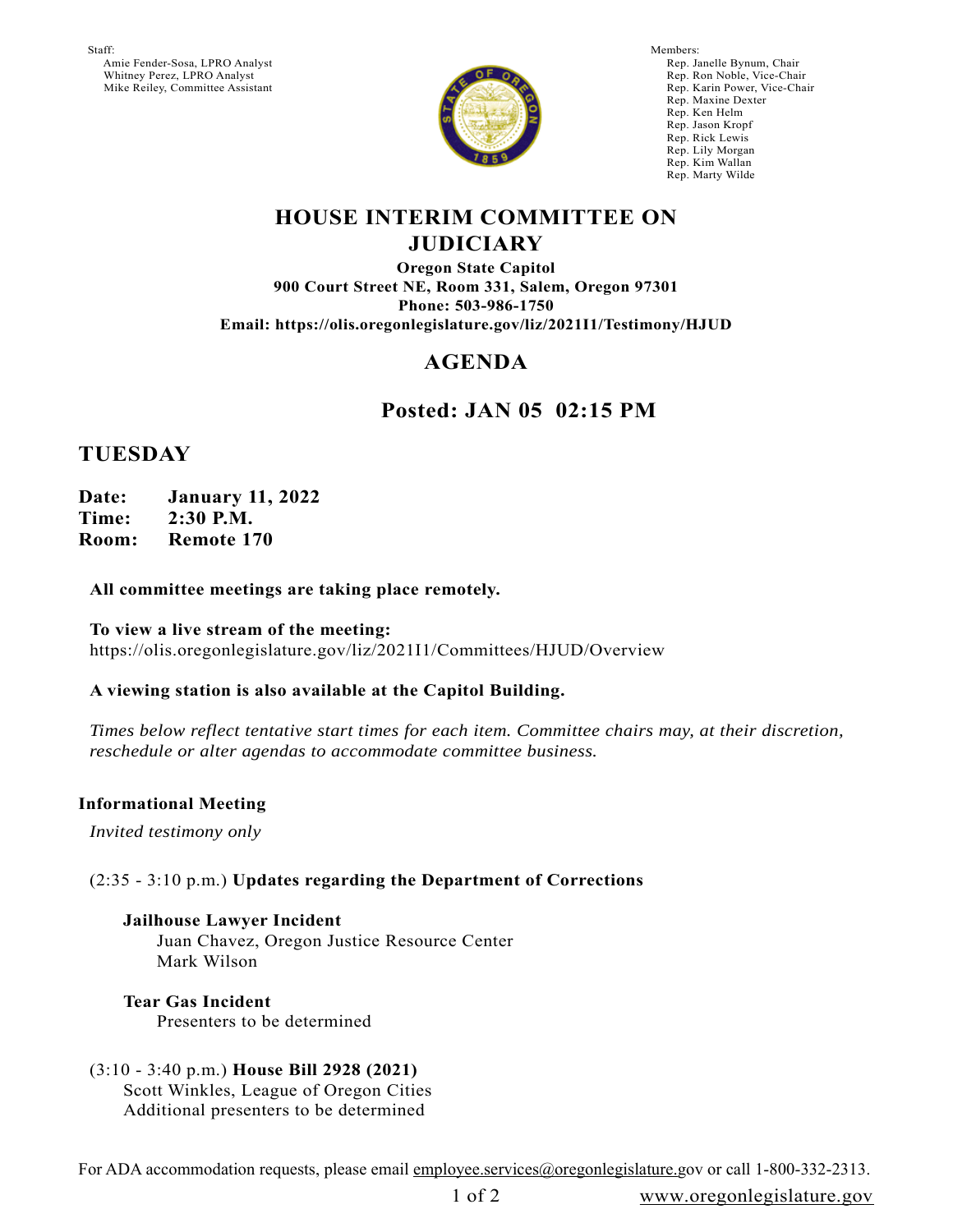Staff:
Amie Fender-Sosa, LPRO Analyst
Whitney Perez, LPRO Analyst
Mike Reiley, Committee Assistant

Members:
Rep. Janelle Bynum, Chair
Rep. Ron Noble, Vice-Chair
Rep. Karin Power, Vice-Chair
Rep. Maxine Dexter
Rep. Ken Helm
Rep. Jason Kropf
Rep. Rick Lewis
Rep. Lily Morgan
Rep. Kim Wallan
Rep. Marty Wilde

# HOUSE INTERIM COMMITTEE ON JUDICIARY

**Oregon State Capitol**
**900 Court Street NE, Room 331, Salem, Oregon 97301**
**Phone: 503-986-1750**
**Email: https://olis.oregonlegislature.gov/liz/2021I1/Testimony/HJUD**

## AGENDA

## Posted: JAN 05 02:15 PM

## TUESDAY

**Date:** **January 11, 2022**
**Time:** **2:30 P.M.**
**Room:** **Remote 170**

**All committee meetings are taking place remotely.**

**To view a live stream of the meeting:**
https://olis.oregonlegislature.gov/liz/2021I1/Committees/HJUD/Overview

**A viewing station is also available at the Capitol Building.**

*Times below reflect tentative start times for each item. Committee chairs may, at their discretion, reschedule or alter agendas to accommodate committee business.*

**Informational Meeting**

*Invited testimony only*

(2:35 - 3:10 p.m.) **Updates regarding the Department of Corrections**

**Jailhouse Lawyer Incident**
Juan Chavez, Oregon Justice Resource Center
Mark Wilson

**Tear Gas Incident**
Presenters to be determined

(3:10 - 3:40 p.m.) **House Bill 2928 (2021)**
Scott Winkles, League of Oregon Cities
Additional presenters to be determined

For ADA accommodation requests, please email employee.services@oregonlegislature.gov or call 1-800-332-2313.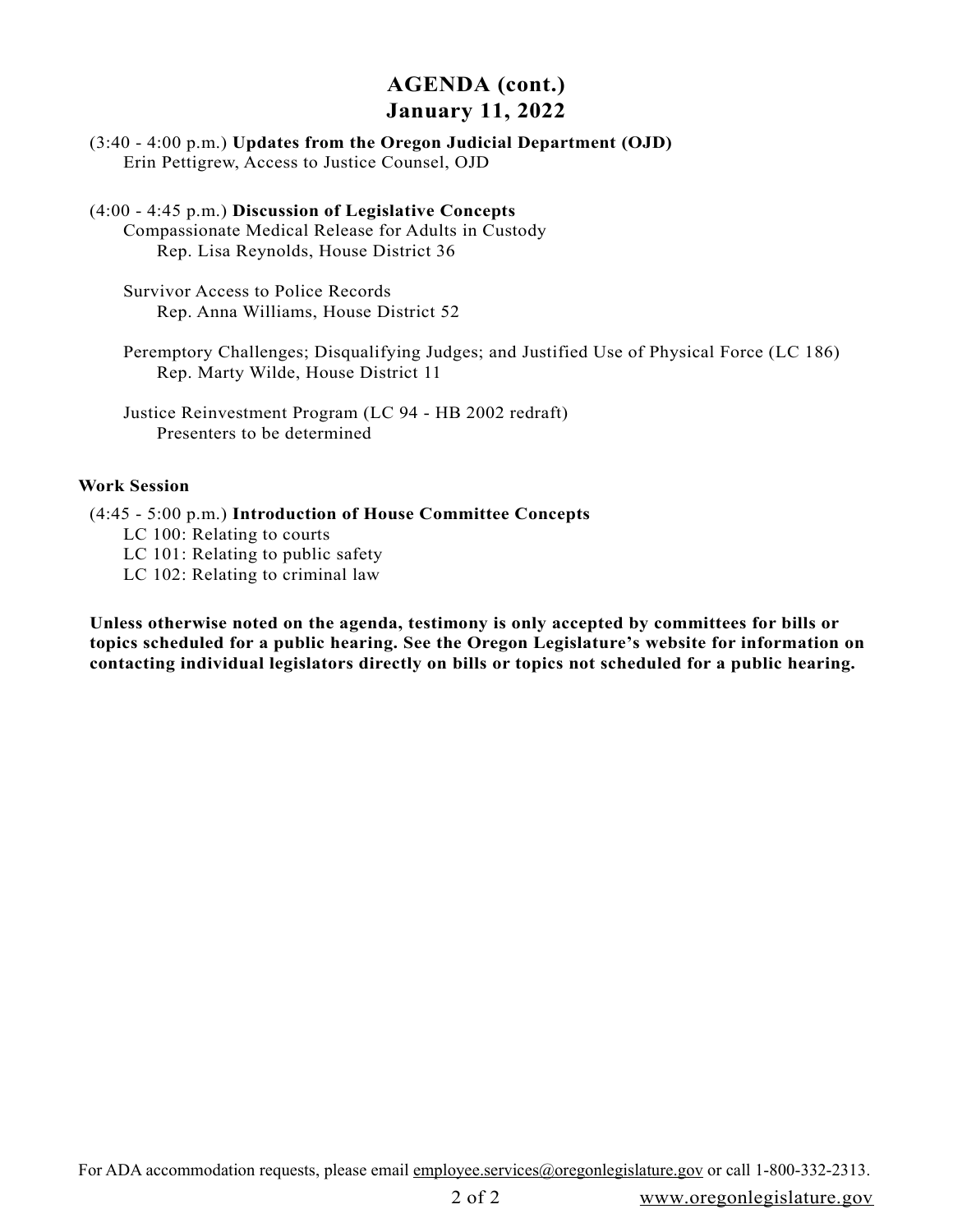# AGENDA (cont.)
## January 11, 2022

(3:40 - 4:00 p.m.) **Updates from the Oregon Judicial Department (OJD)**
Erin Pettigrew, Access to Justice Counsel, OJD

(4:00 - 4:45 p.m.) **Discussion of Legislative Concepts**

Compassionate Medical Release for Adults in Custody
Rep. Lisa Reynolds, House District 36

Survivor Access to Police Records
Rep. Anna Williams, House District 52

Peremptory Challenges; Disqualifying Judges; and Justified Use of Physical Force (LC 186)
Rep. Marty Wilde, House District 11

Justice Reinvestment Program (LC 94 - HB 2002 redraft)
Presenters to be determined

**Work Session**

(4:45 - 5:00 p.m.) **Introduction of House Committee Concepts**

LC 100: Relating to courts
LC 101: Relating to public safety
LC 102: Relating to criminal law

**Unless otherwise noted on the agenda, testimony is only accepted by committees for bills or topics scheduled for a public hearing. See the Oregon Legislature's website for information on contacting individual legislators directly on bills or topics not scheduled for a public hearing.**

For ADA accommodation requests, please email employee.services@oregonlegislature.gov or call 1-800-332-2313.

www.oregonlegislature.gov